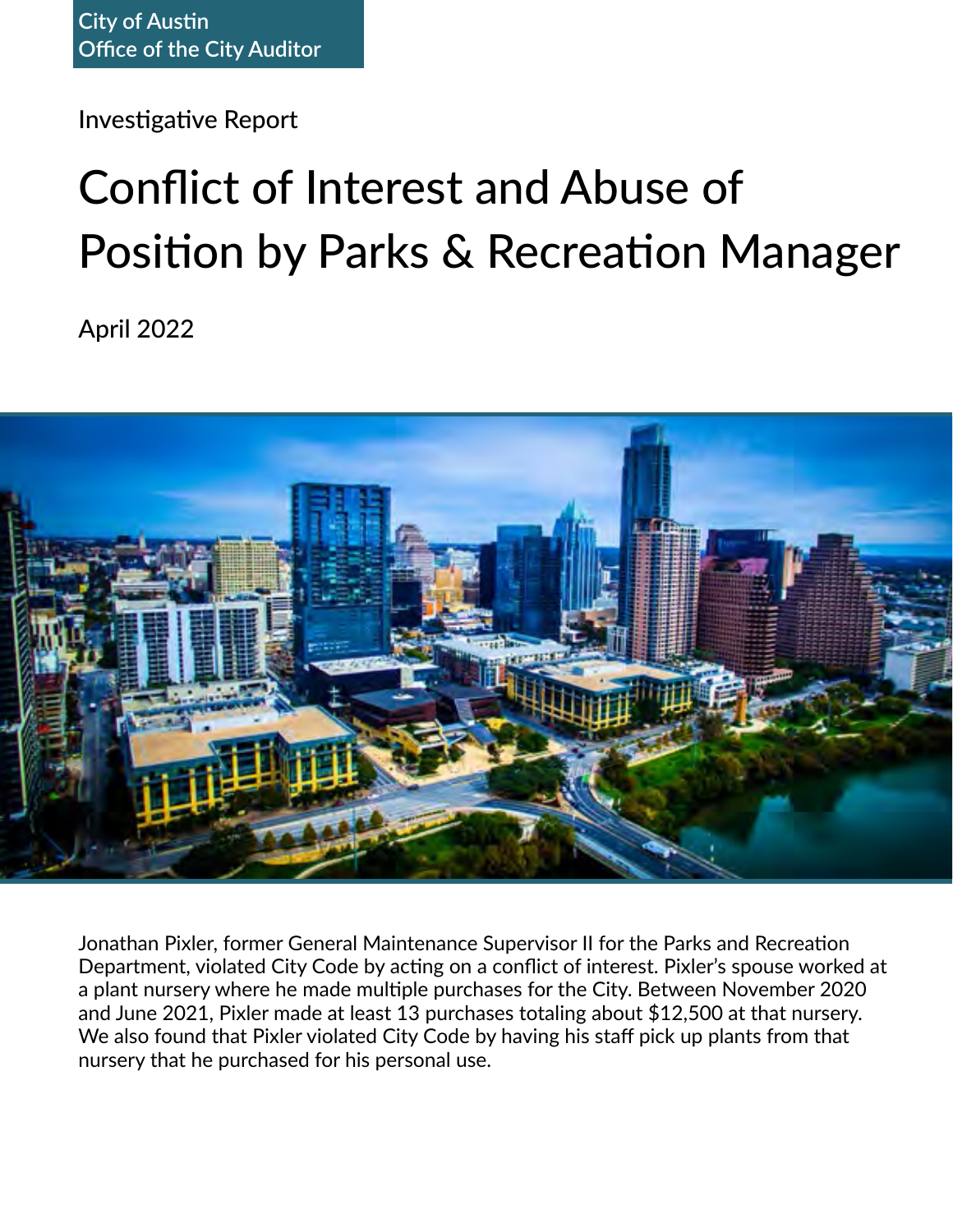City of Austin
Office of the City Auditor

Investigative Report

# Conflict of Interest and Abuse of Position by Parks & Recreation Manager

April 2022

Jonathan Pixler, former General Maintenance Supervisor II for the Parks and Recreation Department, violated City Code by acting on a conflict of interest. Pixler's spouse worked at a plant nursery where he made multiple purchases for the City. Between November 2020 and June 2021, Pixler made at least 13 purchases totaling about $12,500 at that nursery. We also found that Pixler violated City Code by having his staff pick up plants from that nursery that he purchased for his personal use.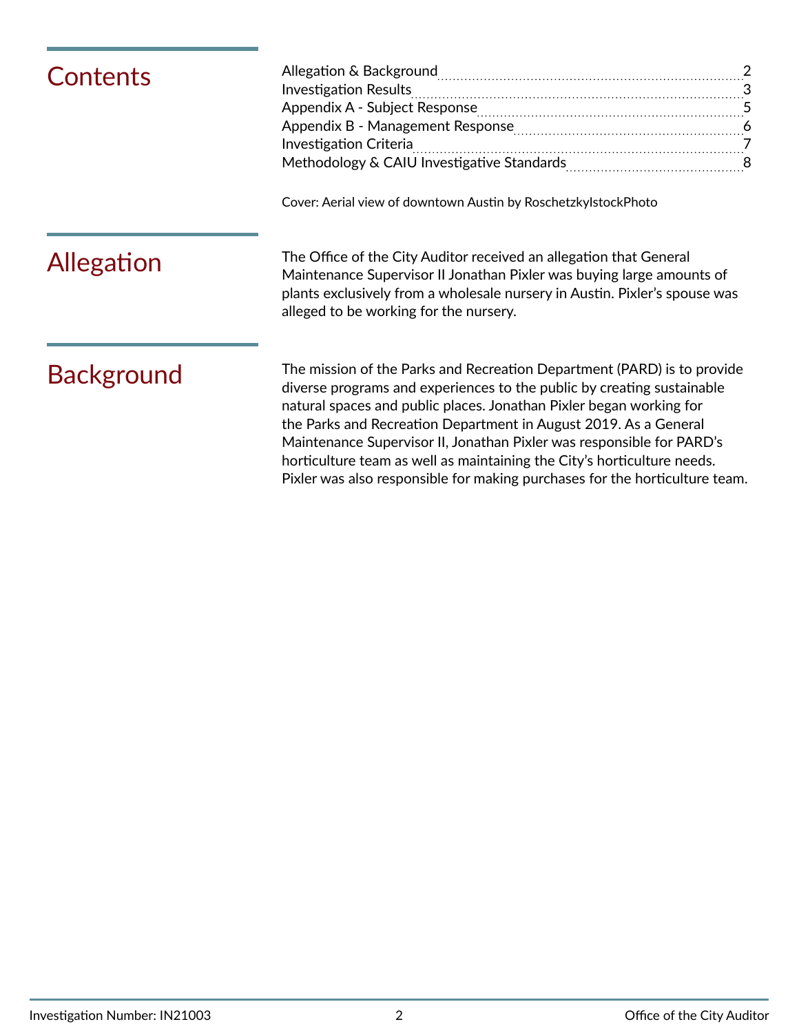# Contents

| | |
|---|---|
| Allegation & Background | 2 |
| Investigation Results | 3 |
| Appendix A - Subject Response | 5 |
| Appendix B - Management Response | 6 |
| Investigation Criteria | 7 |
| Methodology & CAIU Investigative Standards | 8 |

Cover: Aerial view of downtown Austin by RoschetzkyIstockPhoto

# Allegation

The Office of the City Auditor received an allegation that General Maintenance Supervisor II Jonathan Pixler was buying large amounts of plants exclusively from a wholesale nursery in Austin. Pixler's spouse was alleged to be working for the nursery.

# Background

The mission of the Parks and Recreation Department (PARD) is to provide diverse programs and experiences to the public by creating sustainable natural spaces and public places. Jonathan Pixler began working for the Parks and Recreation Department in August 2019. As a General Maintenance Supervisor II, Jonathan Pixler was responsible for PARD's horticulture team as well as maintaining the City's horticulture needs. Pixler was also responsible for making purchases for the horticulture team.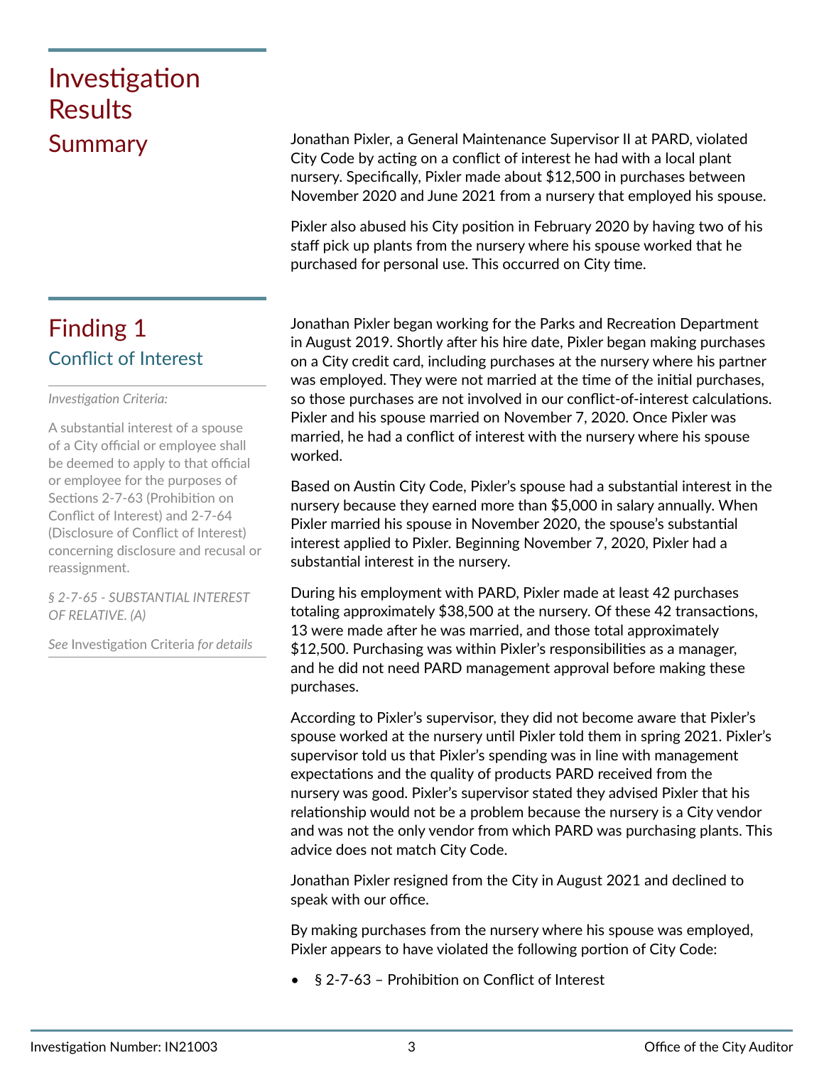# Investigation Results

## Summary

Jonathan Pixler, a General Maintenance Supervisor II at PARD, violated City Code by acting on a conflict of interest he had with a local plant nursery. Specifically, Pixler made about $12,500 in purchases between November 2020 and June 2021 from a nursery that employed his spouse.

Pixler also abused his City position in February 2020 by having two of his staff pick up plants from the nursery where his spouse worked that he purchased for personal use. This occurred on City time.

## Finding 1

### Conflict of Interest

*Investigation Criteria:*

A substantial interest of a spouse of a City official or employee shall be deemed to apply to that official or employee for the purposes of Sections 2-7-63 (Prohibition on Conflict of Interest) and 2-7-64 (Disclosure of Conflict of Interest) concerning disclosure and recusal or reassignment.

*§ 2-7-65 - SUBSTANTIAL INTEREST OF RELATIVE. (A)*

*See* Investigation Criteria *for details*

Jonathan Pixler began working for the Parks and Recreation Department in August 2019. Shortly after his hire date, Pixler began making purchases on a City credit card, including purchases at the nursery where his partner was employed. They were not married at the time of the initial purchases, so those purchases are not involved in our conflict-of-interest calculations. Pixler and his spouse married on November 7, 2020. Once Pixler was married, he had a conflict of interest with the nursery where his spouse worked.

Based on Austin City Code, Pixler's spouse had a substantial interest in the nursery because they earned more than $5,000 in salary annually. When Pixler married his spouse in November 2020, the spouse's substantial interest applied to Pixler. Beginning November 7, 2020, Pixler had a substantial interest in the nursery.

During his employment with PARD, Pixler made at least 42 purchases totaling approximately $38,500 at the nursery. Of these 42 transactions, 13 were made after he was married, and those total approximately $12,500. Purchasing was within Pixler's responsibilities as a manager, and he did not need PARD management approval before making these purchases.

According to Pixler's supervisor, they did not become aware that Pixler's spouse worked at the nursery until Pixler told them in spring 2021. Pixler's supervisor told us that Pixler's spending was in line with management expectations and the quality of products PARD received from the nursery was good. Pixler's supervisor stated they advised Pixler that his relationship would not be a problem because the nursery is a City vendor and was not the only vendor from which PARD was purchasing plants. This advice does not match City Code.

Jonathan Pixler resigned from the City in August 2021 and declined to speak with our office.

By making purchases from the nursery where his spouse was employed, Pixler appears to have violated the following portion of City Code:

- § 2-7-63 – Prohibition on Conflict of Interest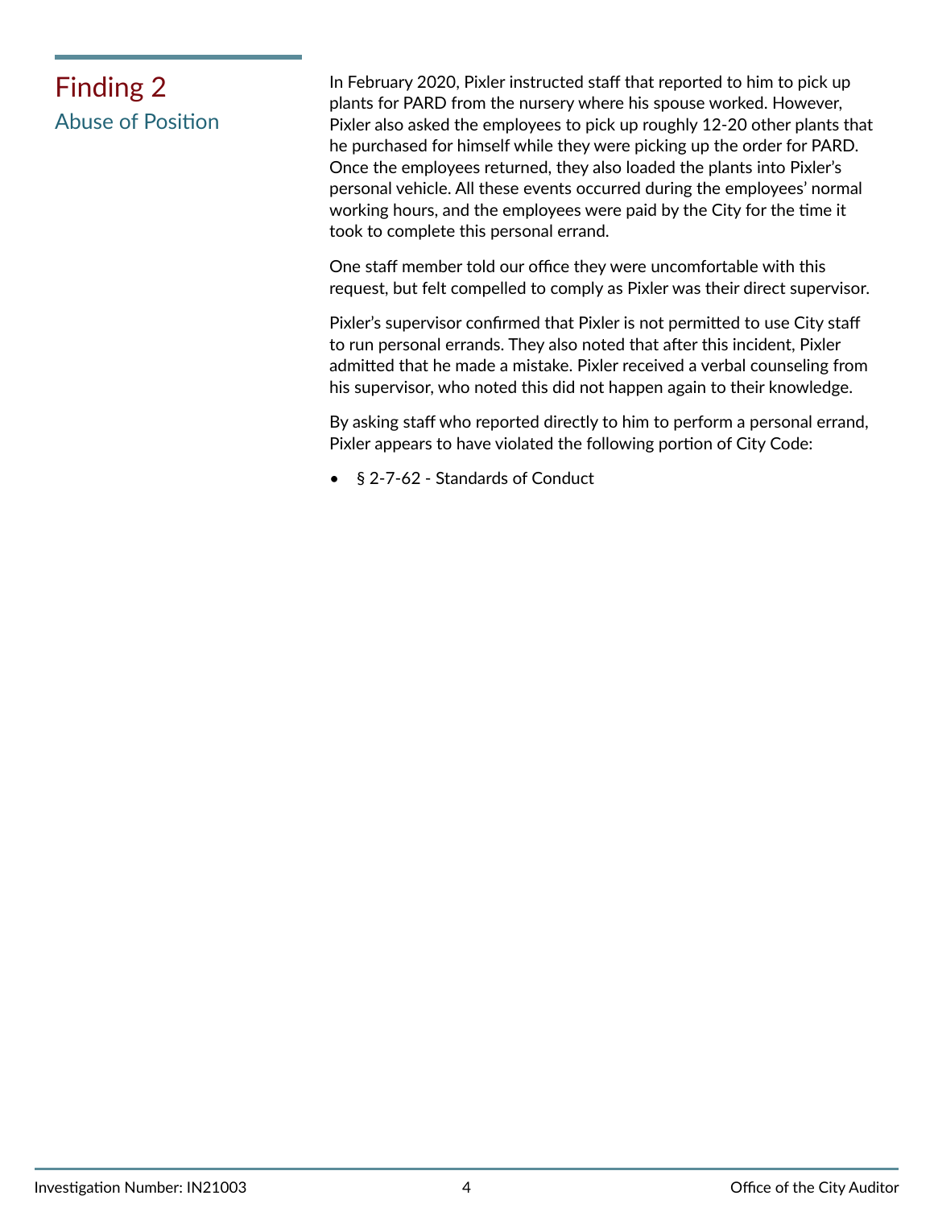## Finding 2

### Abuse of Position

In February 2020, Pixler instructed staff that reported to him to pick up plants for PARD from the nursery where his spouse worked. However, Pixler also asked the employees to pick up roughly 12-20 other plants that he purchased for himself while they were picking up the order for PARD. Once the employees returned, they also loaded the plants into Pixler's personal vehicle. All these events occurred during the employees' normal working hours, and the employees were paid by the City for the time it took to complete this personal errand.

One staff member told our office they were uncomfortable with this request, but felt compelled to comply as Pixler was their direct supervisor.

Pixler's supervisor confirmed that Pixler is not permitted to use City staff to run personal errands. They also noted that after this incident, Pixler admitted that he made a mistake. Pixler received a verbal counseling from his supervisor, who noted this did not happen again to their knowledge.

By asking staff who reported directly to him to perform a personal errand, Pixler appears to have violated the following portion of City Code:

- § 2-7-62 - Standards of Conduct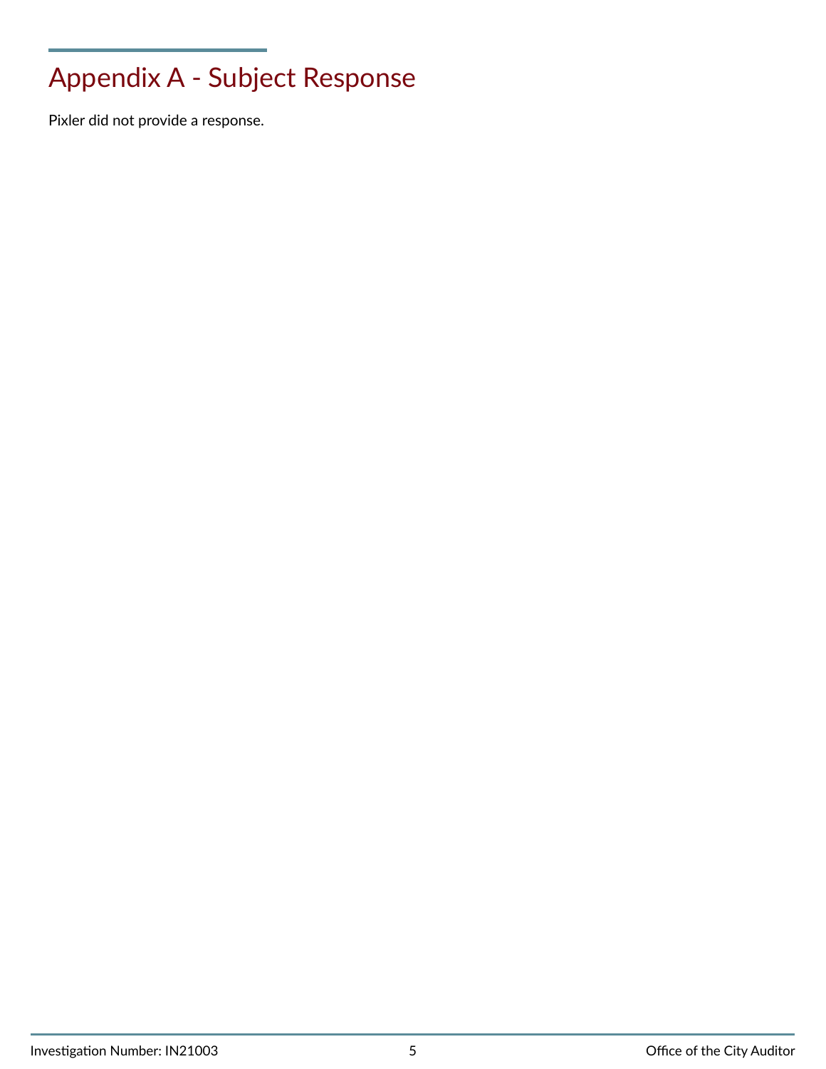# Appendix A - Subject Response

Pixler did not provide a response.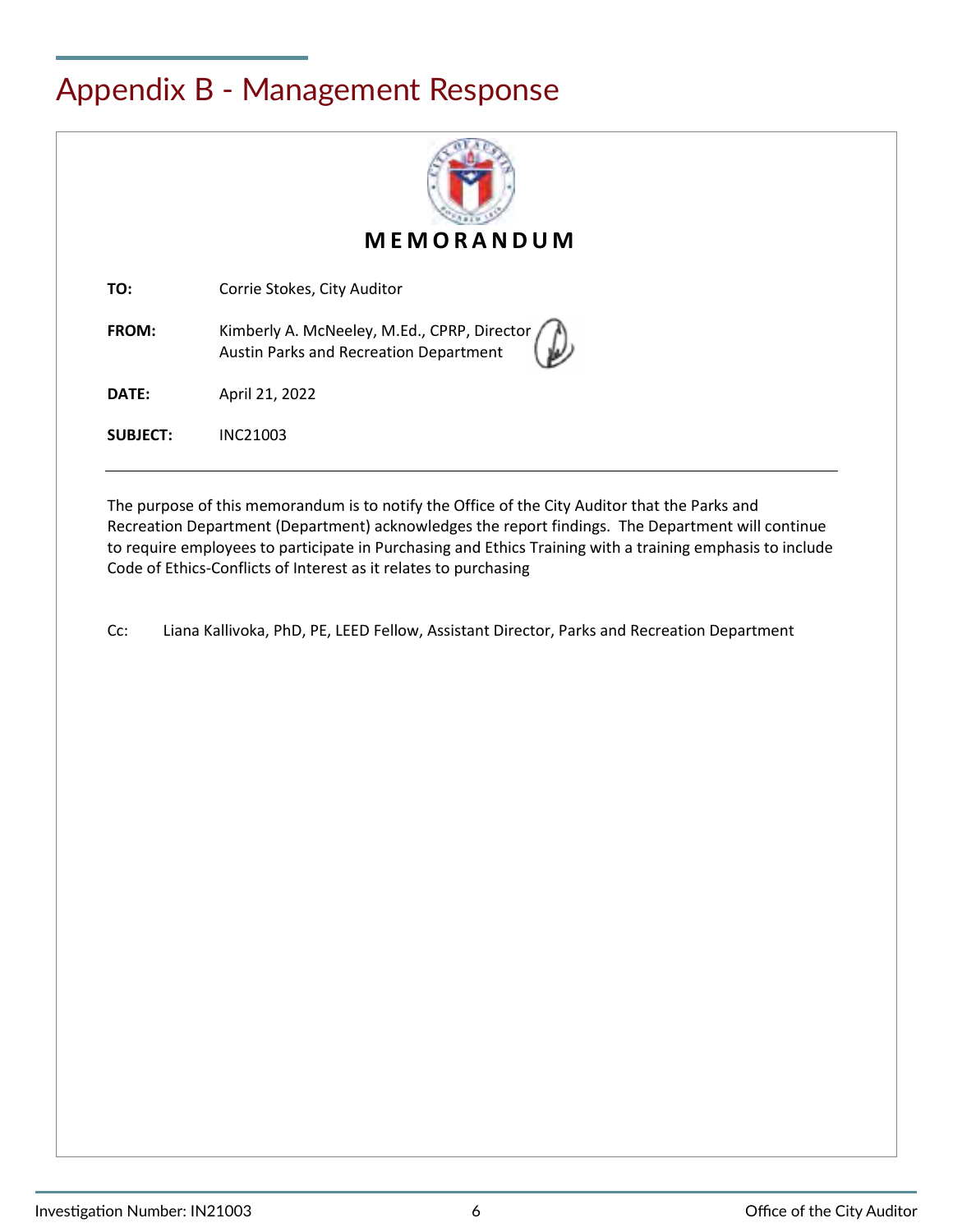# Appendix B - Management Response

**MEMORANDUM**

**TO:** Corrie Stokes, City Auditor

**FROM:** Kimberly A. McNeeley, M.Ed., CPRP, Director
Austin Parks and Recreation Department

**DATE:** April 21, 2022

**SUBJECT:** INC21003

---

The purpose of this memorandum is to notify the Office of the City Auditor that the Parks and Recreation Department (Department) acknowledges the report findings. The Department will continue to require employees to participate in Purchasing and Ethics Training with a training emphasis to include Code of Ethics-Conflicts of Interest as it relates to purchasing

Cc: Liana Kallivoka, PhD, PE, LEED Fellow, Assistant Director, Parks and Recreation Department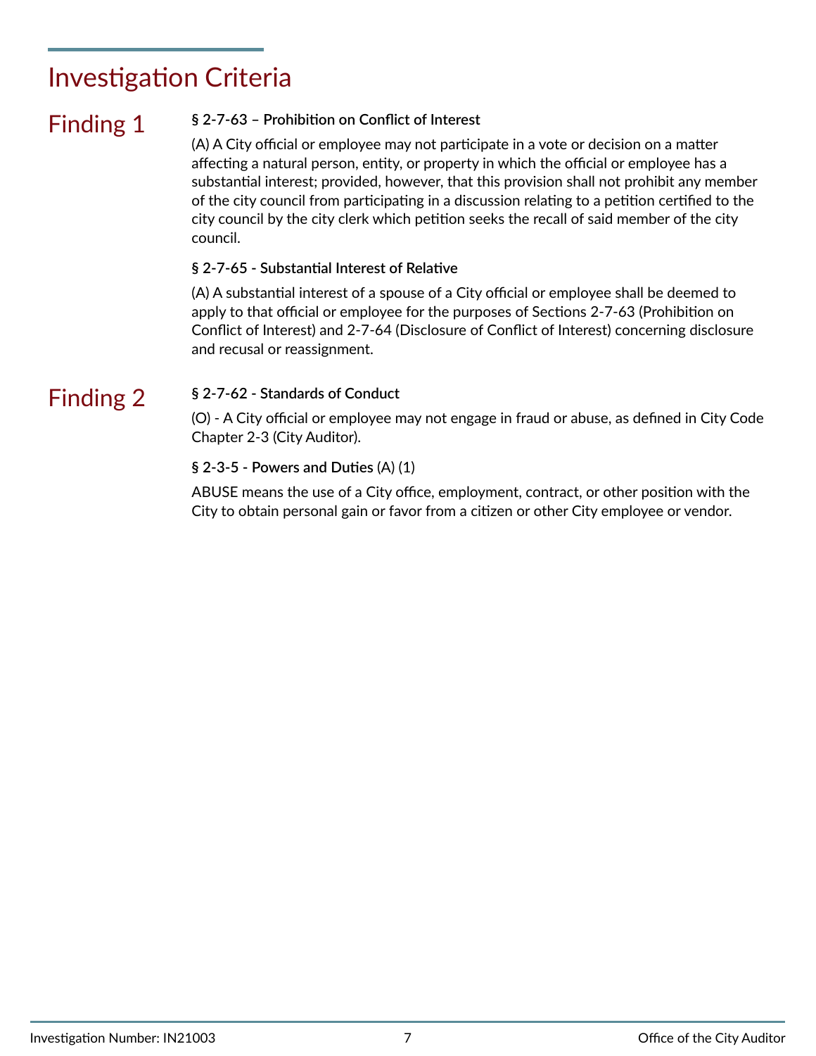# Investigation Criteria

## Finding 1

**§ 2-7-63 – Prohibition on Conflict of Interest**

(A) A City official or employee may not participate in a vote or decision on a matter affecting a natural person, entity, or property in which the official or employee has a substantial interest; provided, however, that this provision shall not prohibit any member of the city council from participating in a discussion relating to a petition certified to the city council by the city clerk which petition seeks the recall of said member of the city council.

**§ 2-7-65 - Substantial Interest of Relative**

(A) A substantial interest of a spouse of a City official or employee shall be deemed to apply to that official or employee for the purposes of Sections 2-7-63 (Prohibition on Conflict of Interest) and 2-7-64 (Disclosure of Conflict of Interest) concerning disclosure and recusal or reassignment.

## Finding 2

**§ 2-7-62 - Standards of Conduct**

(O) - A City official or employee may not engage in fraud or abuse, as defined in City Code Chapter 2-3 (City Auditor).

**§ 2-3-5 - Powers and Duties** (A) (1)

ABUSE means the use of a City office, employment, contract, or other position with the City to obtain personal gain or favor from a citizen or other City employee or vendor.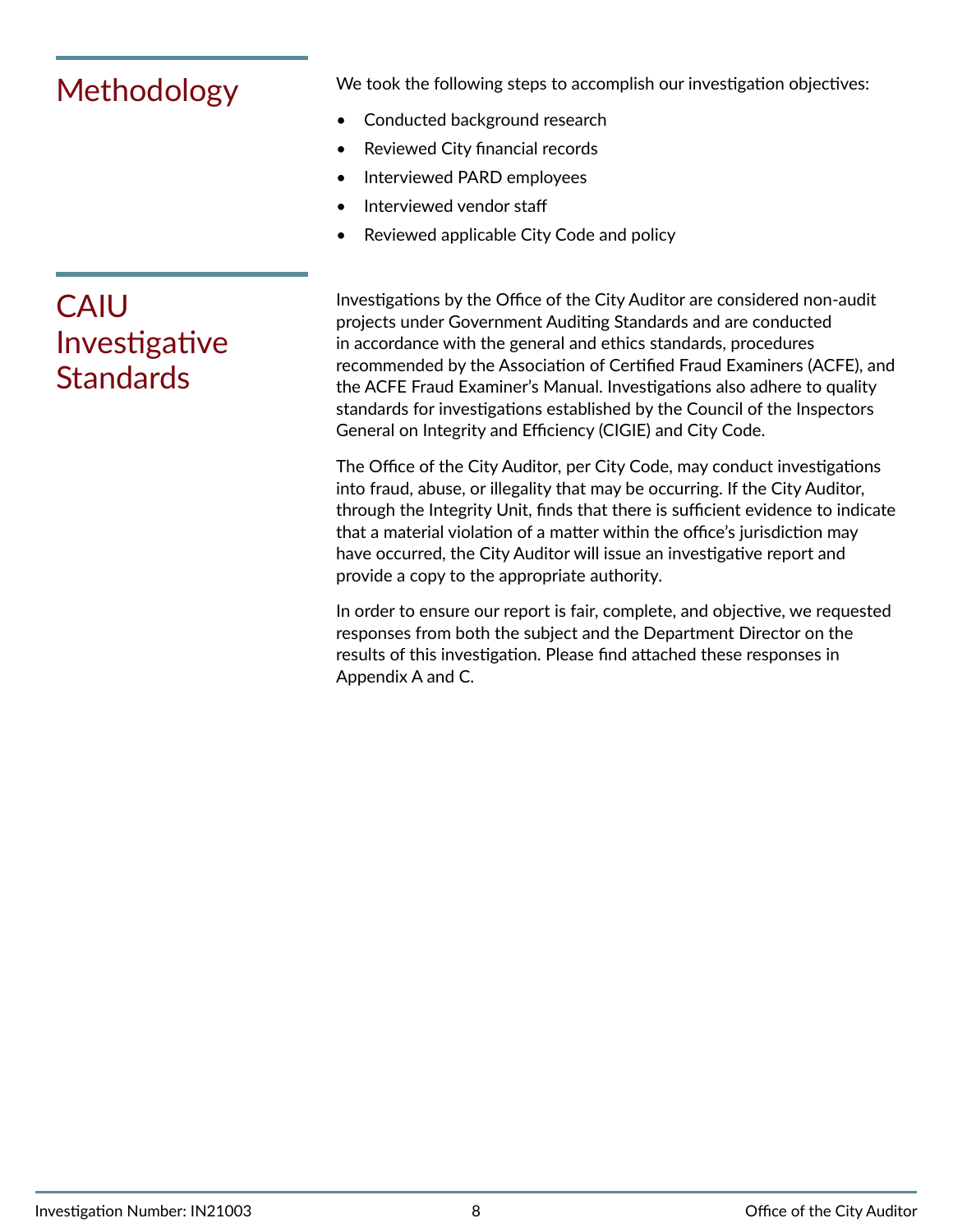## Methodology

We took the following steps to accomplish our investigation objectives:

- Conducted background research
- Reviewed City financial records
- Interviewed PARD employees
- Interviewed vendor staff
- Reviewed applicable City Code and policy

## CAIU Investigative Standards

Investigations by the Office of the City Auditor are considered non-audit projects under Government Auditing Standards and are conducted in accordance with the general and ethics standards, procedures recommended by the Association of Certified Fraud Examiners (ACFE), and the ACFE Fraud Examiner's Manual. Investigations also adhere to quality standards for investigations established by the Council of the Inspectors General on Integrity and Efficiency (CIGIE) and City Code.

The Office of the City Auditor, per City Code, may conduct investigations into fraud, abuse, or illegality that may be occurring. If the City Auditor, through the Integrity Unit, finds that there is sufficient evidence to indicate that a material violation of a matter within the office's jurisdiction may have occurred, the City Auditor will issue an investigative report and provide a copy to the appropriate authority.

In order to ensure our report is fair, complete, and objective, we requested responses from both the subject and the Department Director on the results of this investigation. Please find attached these responses in Appendix A and C.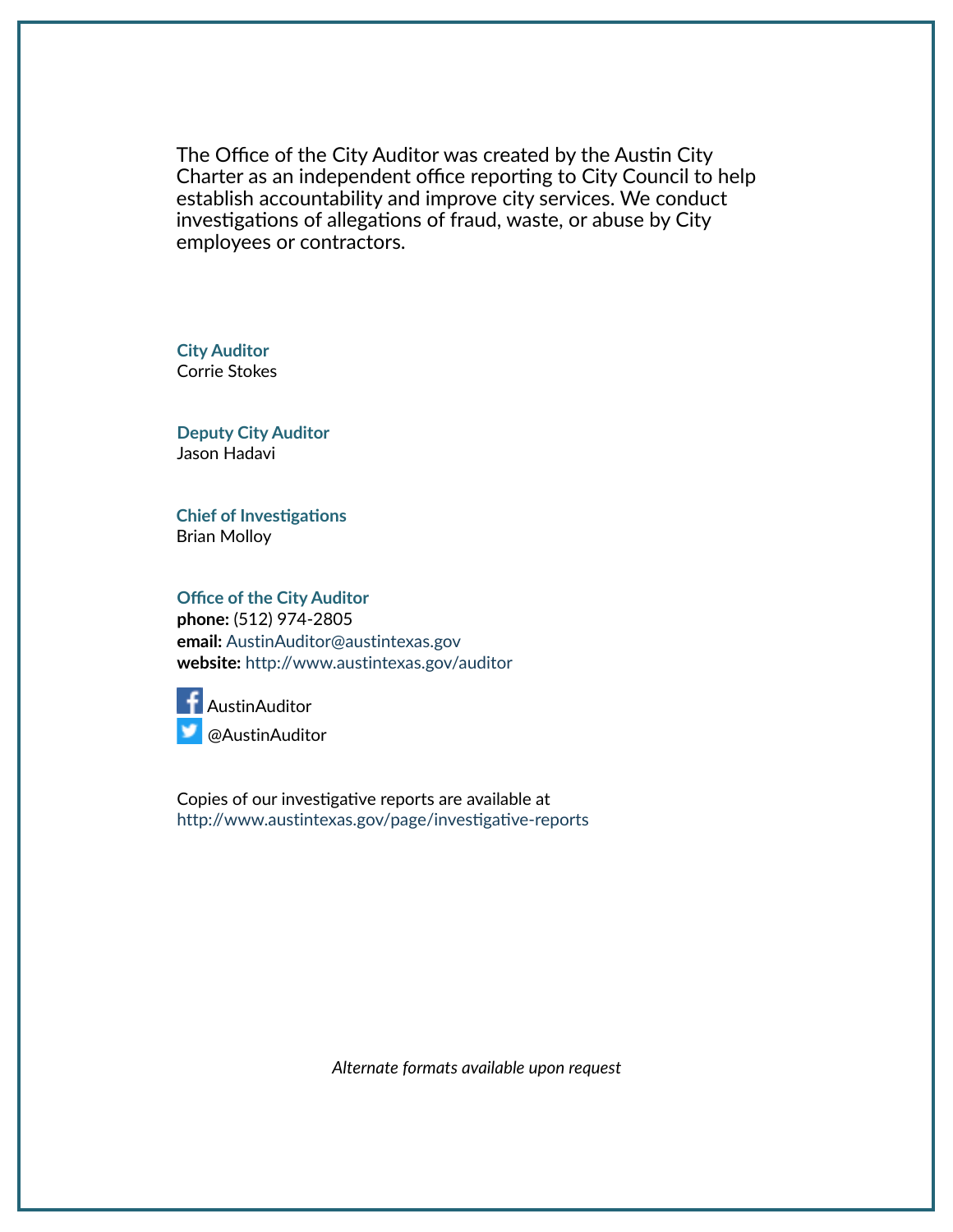The Office of the City Auditor was created by the Austin City Charter as an independent office reporting to City Council to help establish accountability and improve city services. We conduct investigations of allegations of fraud, waste, or abuse by City employees or contractors.

**City Auditor**
Corrie Stokes

**Deputy City Auditor**
Jason Hadavi

**Chief of Investigations**
Brian Molloy

**Office of the City Auditor**
**phone:** (512) 974-2805
**email:** AustinAuditor@austintexas.gov
**website:** http://www.austintexas.gov/auditor

AustinAuditor
@AustinAuditor

Copies of our investigative reports are available at
http://www.austintexas.gov/page/investigative-reports

*Alternate formats available upon request*